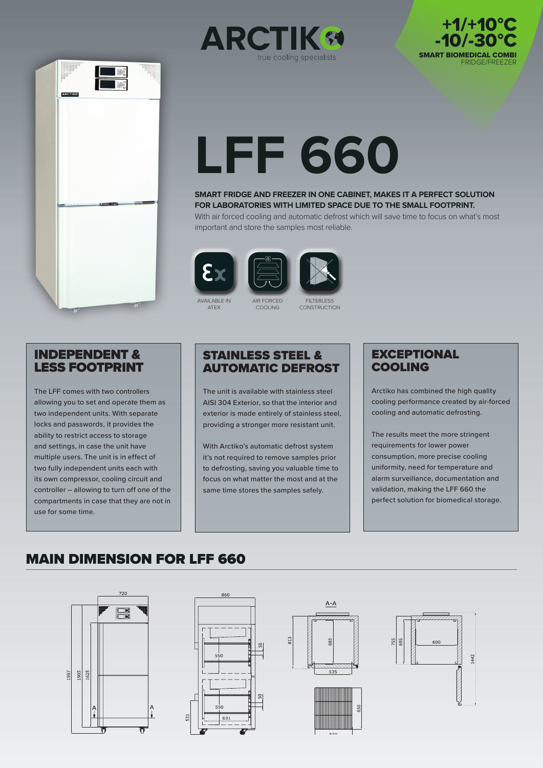ARCTIKO

true cooling specialists

+1/+10°C
-10/-30°C

**SMART BIOMEDICAL COMBI**
FRIDGE/FREEZER

# LFF 660

**SMART FRIDGE AND FREEZER IN ONE CABINET, MAKES IT A PERFECT SOLUTION FOR LABORATORIES WITH LIMITED SPACE DUE TO THE SMALL FOOTPRINT.**

With air forced cooling and automatic defrost which will save time to focus on what's most important and store the samples most reliable.

AVAILABLE IN ATEX

AIR FORCED COOLING

FILTERLESS CONSTRUCTION

## INDEPENDENT & LESS FOOTPRINT

The LFF comes with two controllers allowing you to set and operate them as two independent units. With separate locks and passwords, it provides the ability to restrict access to storage and settings, in case the unit have multiple users. The unit is in effect of two fully independent units each with its own compressor, cooling circuit and controller – allowing to turn off one of the compartments in case that they are not in use for some time.

## STAINLESS STEEL & AUTOMATIC DEFROST

The unit is available with stainless steel AISI 304 Exterior, so that the interior and exterior is made entirely of stainless steel, providing a stronger more resistant unit.

With Arctiko's automatic defrost system it's not required to remove samples prior to defrosting, saving you valuable time to focus on what matter the most and at the same time stores the samples safely.

## EXCEPTIONAL COOLING

Arctiko has combined the high quality cooling performance created by air-forced cooling and automatic defrosting.

The results meet the more stringent requirements for lower power consumption, more precise cooling uniformity, need for temperature and alarm surveillance, documentation and validation, making the LFF 660 the perfect solution for biomedical storage.

## MAIN DIMENSION FOR LFF 660

720, 1997, 1905, 1625, A, A

860, 550, 50, 550, 50, 531, 631

A-A, 813, 685, 535, 650, 530

755, 695, 600, 1442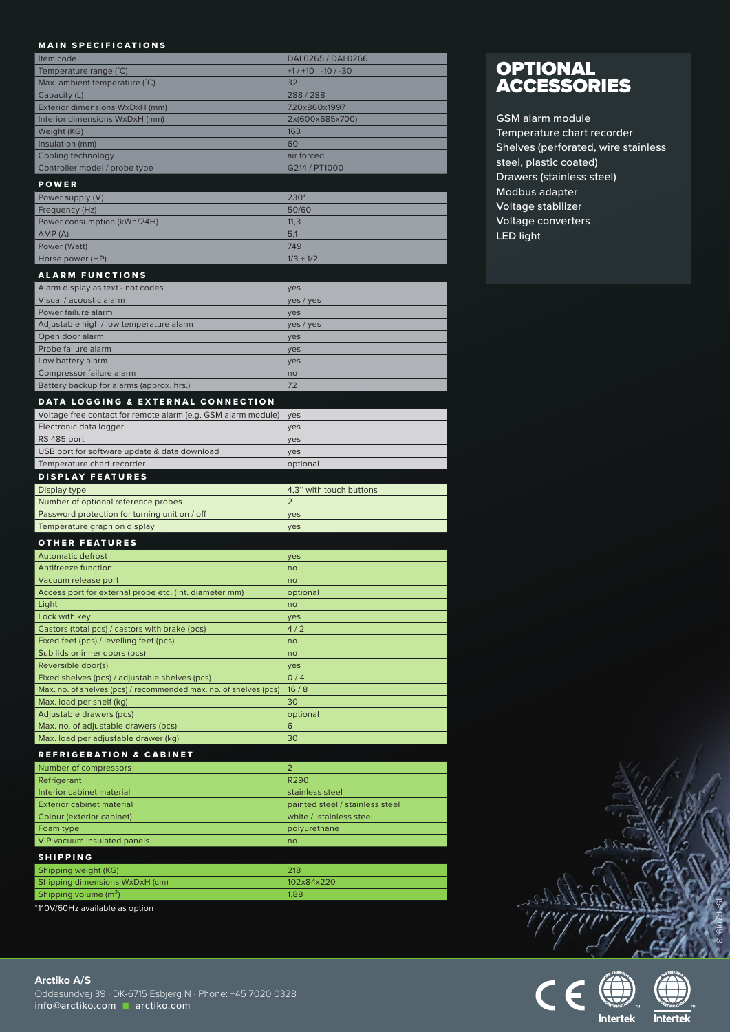## MAIN SPECIFICATIONS

| | |
|---|---|
| Item code | DAI 0265 / DAI 0266 |
| Temperature range (˚C) | +1 / +10 -10 / -30 |
| Max. ambient temperature (˚C) | 32 |
| Capacity (L) | 288 / 288 |
| Exterior dimensions WxDxH (mm) | 720x860x1997 |
| Interior dimensions WxDxH (mm) | 2x(600x685x700) |
| Weight (KG) | 163 |
| Insulation (mm) | 60 |
| Cooling technology | air forced |
| Controller model / probe type | G214 / PT1000 |

## POWER

| | |
|---|---|
| Power supply (V) | 230* |
| Frequency (Hz) | 50/60 |
| Power consumption (kWh/24H) | 11,3 |
| AMP (A) | 5,1 |
| Power (Watt) | 749 |
| Horse power (HP) | 1/3 + 1/2 |

## ALARM FUNCTIONS

| | |
|---|---|
| Alarm display as text - not codes | yes |
| Visual / acoustic alarm | yes / yes |
| Power failure alarm | yes |
| Adjustable high / low temperature alarm | yes / yes |
| Open door alarm | yes |
| Probe failure alarm | yes |
| Low battery alarm | yes |
| Compressor failure alarm | no |
| Battery backup for alarms (approx. hrs.) | 72 |

## DATA LOGGING & EXTERNAL CONNECTION

| | |
|---|---|
| Voltage free contact for remote alarm (e.g. GSM alarm module) | yes |
| Electronic data logger | yes |
| RS 485 port | yes |
| USB port for software update & data download | yes |
| Temperature chart recorder | optional |

## DISPLAY FEATURES

| | |
|---|---|
| Display type | 4,3'' with touch buttons |
| Number of optional reference probes | 2 |
| Password protection for turning unit on / off | yes |
| Temperature graph on display | yes |

## OTHER FEATURES

| | |
|---|---|
| Automatic defrost | yes |
| Antifreeze function | no |
| Vacuum release port | no |
| Access port for external probe etc. (int. diameter mm) | optional |
| Light | no |
| Lock with key | yes |
| Castors (total pcs) / castors with brake (pcs) | 4 / 2 |
| Fixed feet (pcs) / levelling feet (pcs) | no |
| Sub lids or inner doors (pcs) | no |
| Reversible door(s) | yes |
| Fixed shelves (pcs) / adjustable shelves (pcs) | 0 / 4 |
| Max. no. of shelves (pcs) / recommended max. no. of shelves (pcs) | 16 / 8 |
| Max. load per shelf (kg) | 30 |
| Adjustable drawers (pcs) | optional |
| Max. no. of adjustable drawers (pcs) | 6 |
| Max. load per adjustable drawer (kg) | 30 |

## REFRIGERATION & CABINET

| | |
|---|---|
| Number of compressors | 2 |
| Refrigerant | R290 |
| Interior cabinet material | stainless steel |
| Exterior cabinet material | painted steel / stainless steel |
| Colour (exterior cabinet) | white / stainless steel |
| Foam type | polyurethane |
| VIP vacuum insulated panels | no |

## SHIPPING

| | |
|---|---|
| Shipping weight (KG) | 218 |
| Shipping dimensions WxDxH (cm) | 102x84x220 |
| Shipping volume ($m^3$) | 1,88 |

*110V/60Hz available as option

# OPTIONAL ACCESSORIES

- GSM alarm module
- Temperature chart recorder
- Shelves (perforated, wire stainless steel, plastic coated)
- Drawers (stainless steel)
- Modbus adapter
- Voltage stabilizer
- Voltage converters
- LED light

**Arctiko A/S**
Oddesundvej 39 · DK-6715 Esbjerg N · Phone: +45 7020 0328
info@arctiko.com ■ arctiko.com